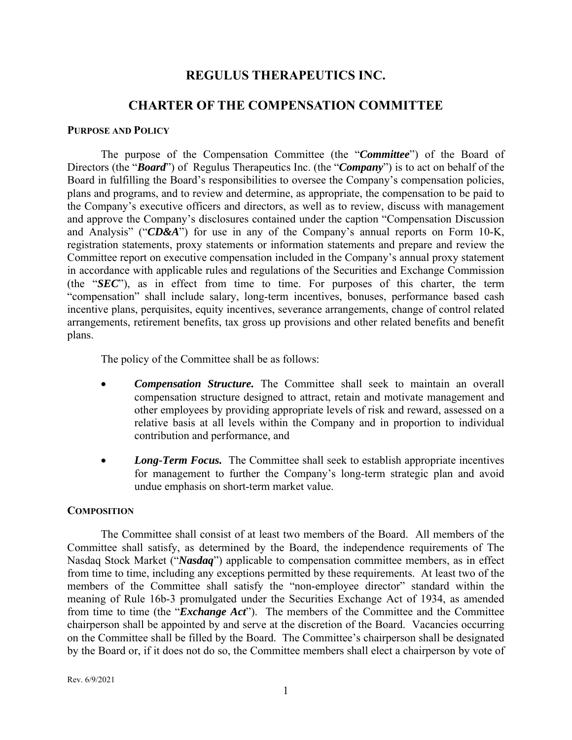# REGULUS THERAPEUTICS INC.

# CHARTER OF THE COMPENSATION COMMITTEE

## PURPOSE AND POLICY

The purpose of the Compensation Committee (the "***Committee***") of the Board of Directors (the "***Board***") of Regulus Therapeutics Inc. (the "***Company***") is to act on behalf of the Board in fulfilling the Board's responsibilities to oversee the Company's compensation policies, plans and programs, and to review and determine, as appropriate, the compensation to be paid to the Company's executive officers and directors, as well as to review, discuss with management and approve the Company's disclosures contained under the caption "Compensation Discussion and Analysis" ("***CD&A***") for use in any of the Company's annual reports on Form 10-K, registration statements, proxy statements or information statements and prepare and review the Committee report on executive compensation included in the Company's annual proxy statement in accordance with applicable rules and regulations of the Securities and Exchange Commission (the "***SEC***"), as in effect from time to time. For purposes of this charter, the term "compensation" shall include salary, long-term incentives, bonuses, performance based cash incentive plans, perquisites, equity incentives, severance arrangements, change of control related arrangements, retirement benefits, tax gross up provisions and other related benefits and benefit plans.

The policy of the Committee shall be as follows:

- ***Compensation Structure.*** The Committee shall seek to maintain an overall compensation structure designed to attract, retain and motivate management and other employees by providing appropriate levels of risk and reward, assessed on a relative basis at all levels within the Company and in proportion to individual contribution and performance, and
- ***Long-Term Focus.*** The Committee shall seek to establish appropriate incentives for management to further the Company's long-term strategic plan and avoid undue emphasis on short-term market value.

## COMPOSITION

The Committee shall consist of at least two members of the Board. All members of the Committee shall satisfy, as determined by the Board, the independence requirements of The Nasdaq Stock Market ("***Nasdaq***") applicable to compensation committee members, as in effect from time to time, including any exceptions permitted by these requirements. At least two of the members of the Committee shall satisfy the "non-employee director" standard within the meaning of Rule 16b-3 promulgated under the Securities Exchange Act of 1934, as amended from time to time (the "***Exchange Act***"). The members of the Committee and the Committee chairperson shall be appointed by and serve at the discretion of the Board. Vacancies occurring on the Committee shall be filled by the Board. The Committee's chairperson shall be designated by the Board or, if it does not do so, the Committee members shall elect a chairperson by vote of

Rev. 6/9/2021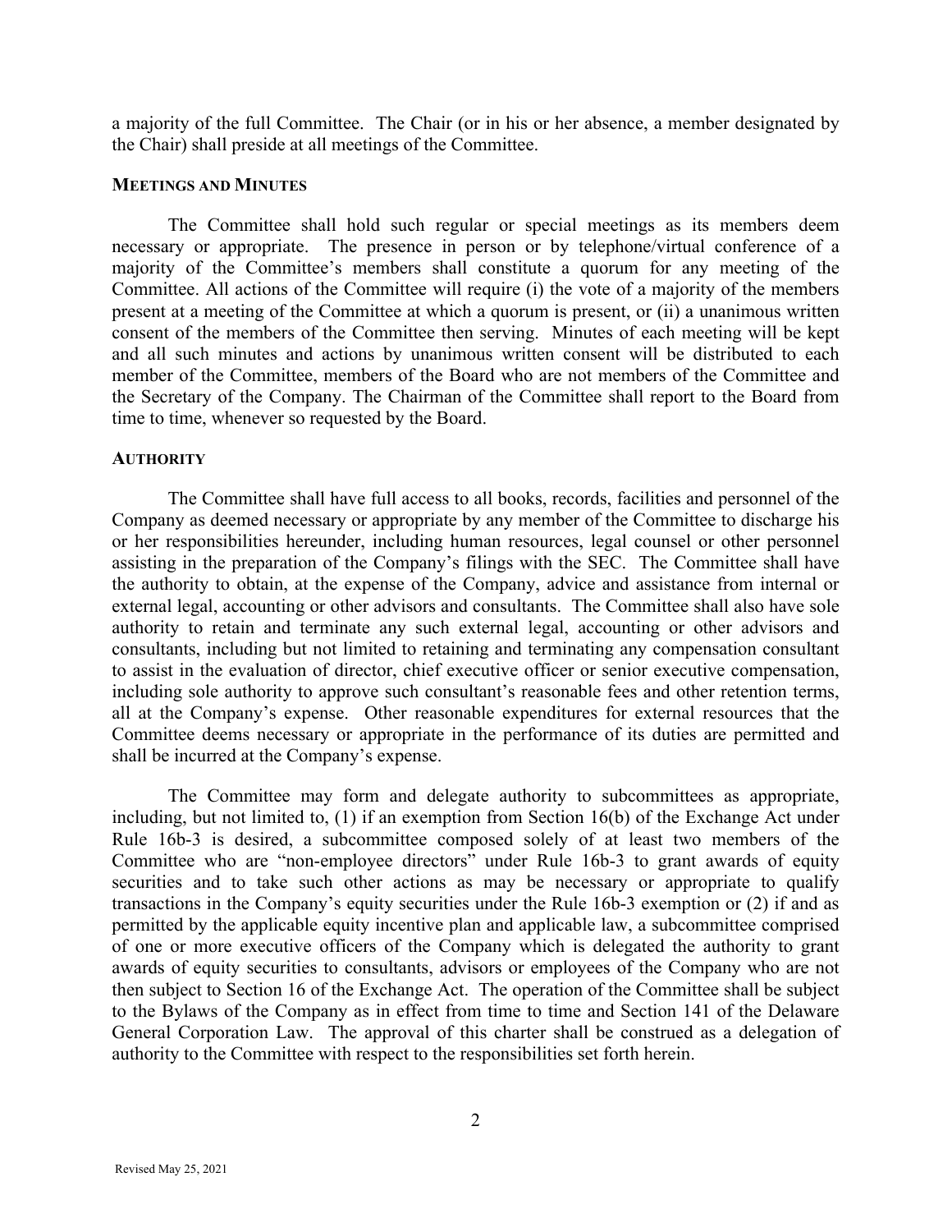a majority of the full Committee. The Chair (or in his or her absence, a member designated by the Chair) shall preside at all meetings of the Committee.

**MEETINGS AND MINUTES**

The Committee shall hold such regular or special meetings as its members deem necessary or appropriate. The presence in person or by telephone/virtual conference of a majority of the Committee's members shall constitute a quorum for any meeting of the Committee. All actions of the Committee will require (i) the vote of a majority of the members present at a meeting of the Committee at which a quorum is present, or (ii) a unanimous written consent of the members of the Committee then serving. Minutes of each meeting will be kept and all such minutes and actions by unanimous written consent will be distributed to each member of the Committee, members of the Board who are not members of the Committee and the Secretary of the Company. The Chairman of the Committee shall report to the Board from time to time, whenever so requested by the Board.

**AUTHORITY**

The Committee shall have full access to all books, records, facilities and personnel of the Company as deemed necessary or appropriate by any member of the Committee to discharge his or her responsibilities hereunder, including human resources, legal counsel or other personnel assisting in the preparation of the Company's filings with the SEC. The Committee shall have the authority to obtain, at the expense of the Company, advice and assistance from internal or external legal, accounting or other advisors and consultants. The Committee shall also have sole authority to retain and terminate any such external legal, accounting or other advisors and consultants, including but not limited to retaining and terminating any compensation consultant to assist in the evaluation of director, chief executive officer or senior executive compensation, including sole authority to approve such consultant's reasonable fees and other retention terms, all at the Company's expense. Other reasonable expenditures for external resources that the Committee deems necessary or appropriate in the performance of its duties are permitted and shall be incurred at the Company's expense.

The Committee may form and delegate authority to subcommittees as appropriate, including, but not limited to, (1) if an exemption from Section 16(b) of the Exchange Act under Rule 16b-3 is desired, a subcommittee composed solely of at least two members of the Committee who are "non-employee directors" under Rule 16b-3 to grant awards of equity securities and to take such other actions as may be necessary or appropriate to qualify transactions in the Company's equity securities under the Rule 16b-3 exemption or (2) if and as permitted by the applicable equity incentive plan and applicable law, a subcommittee comprised of one or more executive officers of the Company which is delegated the authority to grant awards of equity securities to consultants, advisors or employees of the Company who are not then subject to Section 16 of the Exchange Act. The operation of the Committee shall be subject to the Bylaws of the Company as in effect from time to time and Section 141 of the Delaware General Corporation Law. The approval of this charter shall be construed as a delegation of authority to the Committee with respect to the responsibilities set forth herein.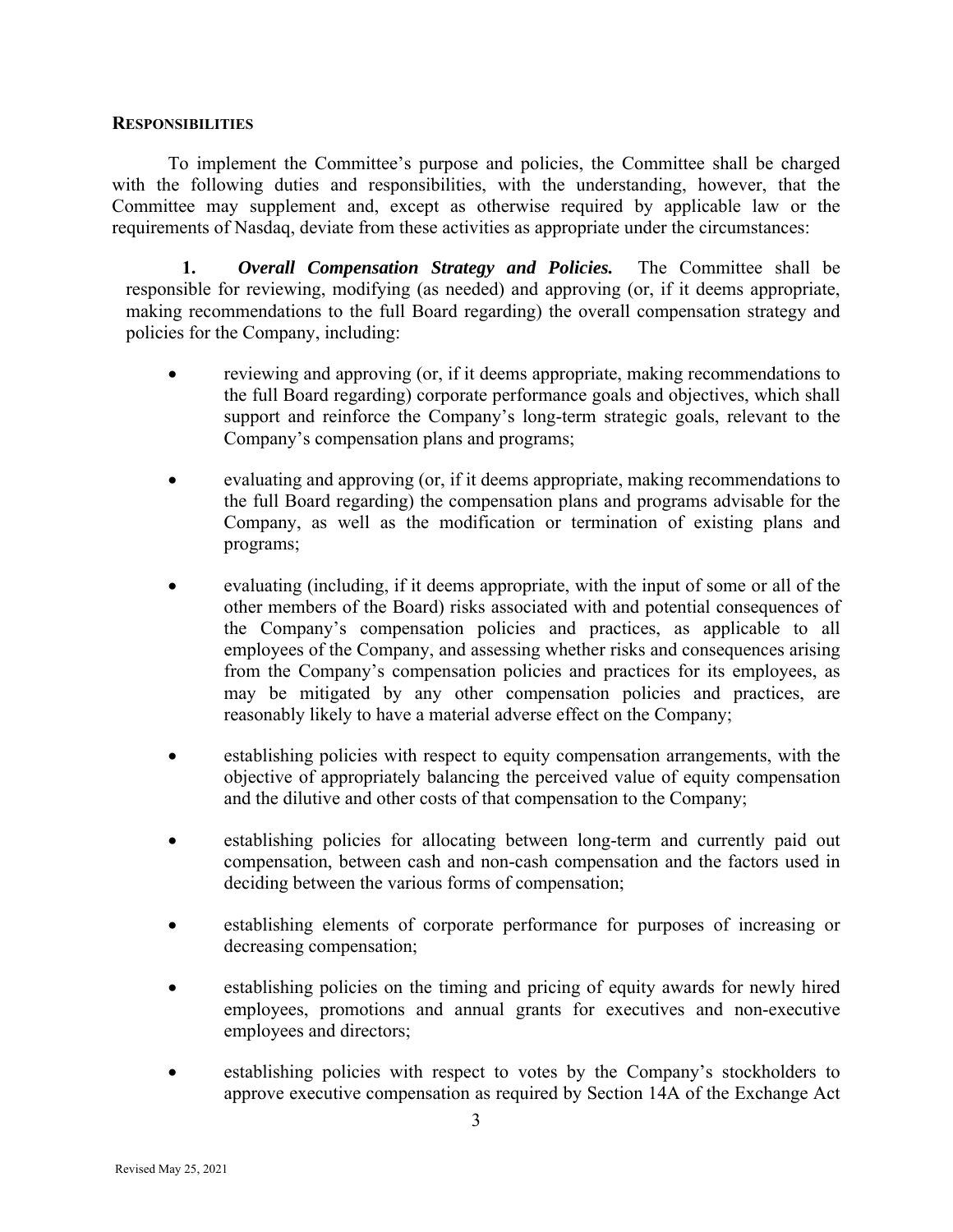## RESPONSIBILITIES

To implement the Committee's purpose and policies, the Committee shall be charged with the following duties and responsibilities, with the understanding, however, that the Committee may supplement and, except as otherwise required by applicable law or the requirements of Nasdaq, deviate from these activities as appropriate under the circumstances:

**1.** ***Overall Compensation Strategy and Policies.*** The Committee shall be responsible for reviewing, modifying (as needed) and approving (or, if it deems appropriate, making recommendations to the full Board regarding) the overall compensation strategy and policies for the Company, including:

- reviewing and approving (or, if it deems appropriate, making recommendations to the full Board regarding) corporate performance goals and objectives, which shall support and reinforce the Company's long-term strategic goals, relevant to the Company's compensation plans and programs;
- evaluating and approving (or, if it deems appropriate, making recommendations to the full Board regarding) the compensation plans and programs advisable for the Company, as well as the modification or termination of existing plans and programs;
- evaluating (including, if it deems appropriate, with the input of some or all of the other members of the Board) risks associated with and potential consequences of the Company's compensation policies and practices, as applicable to all employees of the Company, and assessing whether risks and consequences arising from the Company's compensation policies and practices for its employees, as may be mitigated by any other compensation policies and practices, are reasonably likely to have a material adverse effect on the Company;
- establishing policies with respect to equity compensation arrangements, with the objective of appropriately balancing the perceived value of equity compensation and the dilutive and other costs of that compensation to the Company;
- establishing policies for allocating between long-term and currently paid out compensation, between cash and non-cash compensation and the factors used in deciding between the various forms of compensation;
- establishing elements of corporate performance for purposes of increasing or decreasing compensation;
- establishing policies on the timing and pricing of equity awards for newly hired employees, promotions and annual grants for executives and non-executive employees and directors;
- establishing policies with respect to votes by the Company's stockholders to approve executive compensation as required by Section 14A of the Exchange Act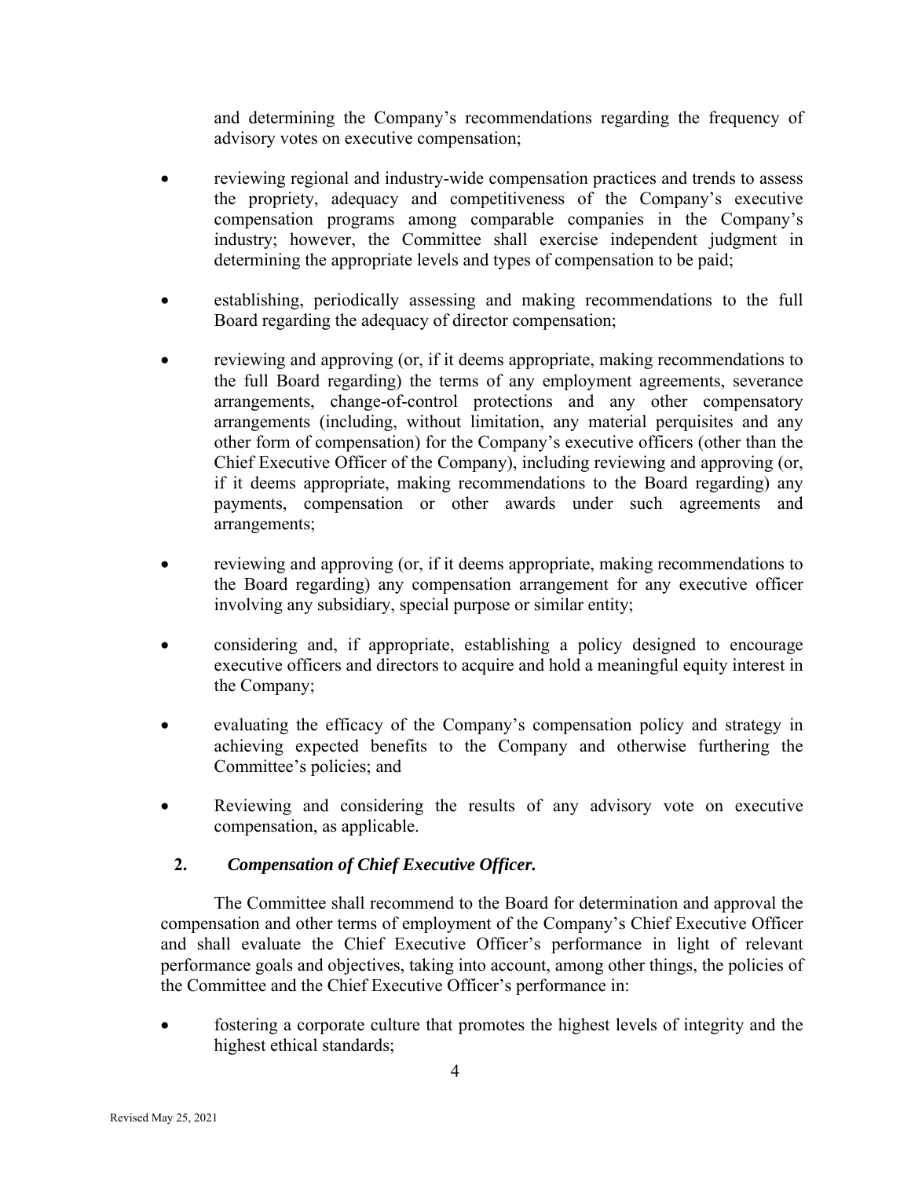and determining the Company's recommendations regarding the frequency of advisory votes on executive compensation;

- reviewing regional and industry-wide compensation practices and trends to assess the propriety, adequacy and competitiveness of the Company's executive compensation programs among comparable companies in the Company's industry; however, the Committee shall exercise independent judgment in determining the appropriate levels and types of compensation to be paid;
- establishing, periodically assessing and making recommendations to the full Board regarding the adequacy of director compensation;
- reviewing and approving (or, if it deems appropriate, making recommendations to the full Board regarding) the terms of any employment agreements, severance arrangements, change-of-control protections and any other compensatory arrangements (including, without limitation, any material perquisites and any other form of compensation) for the Company's executive officers (other than the Chief Executive Officer of the Company), including reviewing and approving (or, if it deems appropriate, making recommendations to the Board regarding) any payments, compensation or other awards under such agreements and arrangements;
- reviewing and approving (or, if it deems appropriate, making recommendations to the Board regarding) any compensation arrangement for any executive officer involving any subsidiary, special purpose or similar entity;
- considering and, if appropriate, establishing a policy designed to encourage executive officers and directors to acquire and hold a meaningful equity interest in the Company;
- evaluating the efficacy of the Company's compensation policy and strategy in achieving expected benefits to the Company and otherwise furthering the Committee's policies; and
- Reviewing and considering the results of any advisory vote on executive compensation, as applicable.

**2. *Compensation of Chief Executive Officer.***

The Committee shall recommend to the Board for determination and approval the compensation and other terms of employment of the Company's Chief Executive Officer and shall evaluate the Chief Executive Officer's performance in light of relevant performance goals and objectives, taking into account, among other things, the policies of the Committee and the Chief Executive Officer's performance in:

- fostering a corporate culture that promotes the highest levels of integrity and the highest ethical standards;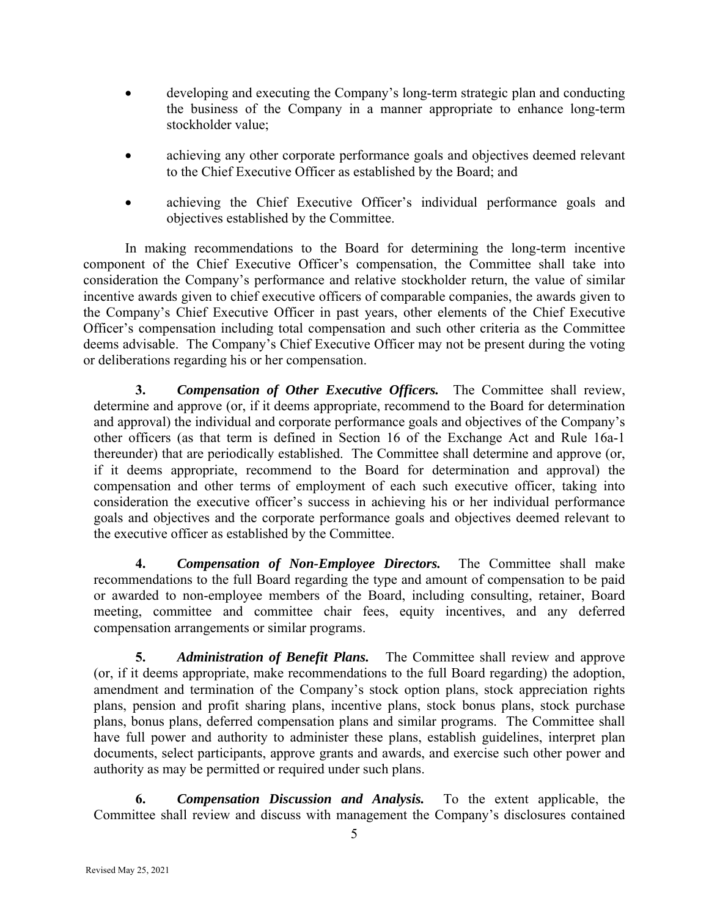- developing and executing the Company's long-term strategic plan and conducting the business of the Company in a manner appropriate to enhance long-term stockholder value;
- achieving any other corporate performance goals and objectives deemed relevant to the Chief Executive Officer as established by the Board; and
- achieving the Chief Executive Officer's individual performance goals and objectives established by the Committee.

In making recommendations to the Board for determining the long-term incentive component of the Chief Executive Officer's compensation, the Committee shall take into consideration the Company's performance and relative stockholder return, the value of similar incentive awards given to chief executive officers of comparable companies, the awards given to the Company's Chief Executive Officer in past years, other elements of the Chief Executive Officer's compensation including total compensation and such other criteria as the Committee deems advisable. The Company's Chief Executive Officer may not be present during the voting or deliberations regarding his or her compensation.

**3.** ***Compensation of Other Executive Officers.*** The Committee shall review, determine and approve (or, if it deems appropriate, recommend to the Board for determination and approval) the individual and corporate performance goals and objectives of the Company's other officers (as that term is defined in Section 16 of the Exchange Act and Rule 16a-1 thereunder) that are periodically established. The Committee shall determine and approve (or, if it deems appropriate, recommend to the Board for determination and approval) the compensation and other terms of employment of each such executive officer, taking into consideration the executive officer's success in achieving his or her individual performance goals and objectives and the corporate performance goals and objectives deemed relevant to the executive officer as established by the Committee.

**4.** ***Compensation of Non-Employee Directors.*** The Committee shall make recommendations to the full Board regarding the type and amount of compensation to be paid or awarded to non-employee members of the Board, including consulting, retainer, Board meeting, committee and committee chair fees, equity incentives, and any deferred compensation arrangements or similar programs.

**5.** ***Administration of Benefit Plans.*** The Committee shall review and approve (or, if it deems appropriate, make recommendations to the full Board regarding) the adoption, amendment and termination of the Company's stock option plans, stock appreciation rights plans, pension and profit sharing plans, incentive plans, stock bonus plans, stock purchase plans, bonus plans, deferred compensation plans and similar programs. The Committee shall have full power and authority to administer these plans, establish guidelines, interpret plan documents, select participants, approve grants and awards, and exercise such other power and authority as may be permitted or required under such plans.

**6.** ***Compensation Discussion and Analysis.*** To the extent applicable, the Committee shall review and discuss with management the Company's disclosures contained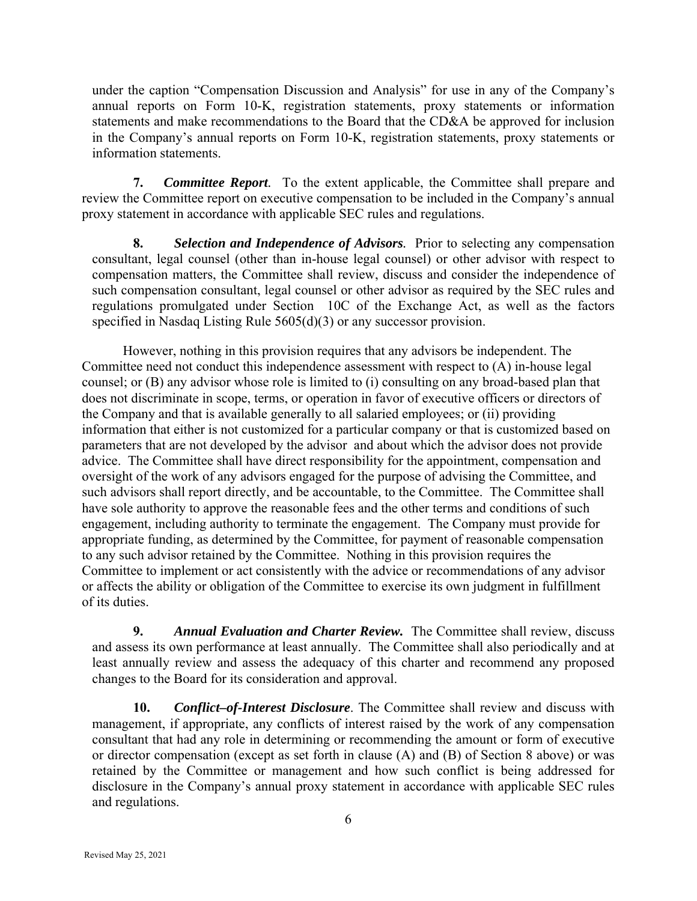under the caption "Compensation Discussion and Analysis" for use in any of the Company's annual reports on Form 10-K, registration statements, proxy statements or information statements and make recommendations to the Board that the CD&A be approved for inclusion in the Company's annual reports on Form 10-K, registration statements, proxy statements or information statements.

**7.** ***Committee Report.*** To the extent applicable, the Committee shall prepare and review the Committee report on executive compensation to be included in the Company's annual proxy statement in accordance with applicable SEC rules and regulations.

**8.** ***Selection and Independence of Advisors.*** Prior to selecting any compensation consultant, legal counsel (other than in-house legal counsel) or other advisor with respect to compensation matters, the Committee shall review, discuss and consider the independence of such compensation consultant, legal counsel or other advisor as required by the SEC rules and regulations promulgated under Section 10C of the Exchange Act, as well as the factors specified in Nasdaq Listing Rule 5605(d)(3) or any successor provision.

However, nothing in this provision requires that any advisors be independent. The Committee need not conduct this independence assessment with respect to (A) in-house legal counsel; or (B) any advisor whose role is limited to (i) consulting on any broad-based plan that does not discriminate in scope, terms, or operation in favor of executive officers or directors of the Company and that is available generally to all salaried employees; or (ii) providing information that either is not customized for a particular company or that is customized based on parameters that are not developed by the advisor and about which the advisor does not provide advice. The Committee shall have direct responsibility for the appointment, compensation and oversight of the work of any advisors engaged for the purpose of advising the Committee, and such advisors shall report directly, and be accountable, to the Committee. The Committee shall have sole authority to approve the reasonable fees and the other terms and conditions of such engagement, including authority to terminate the engagement. The Company must provide for appropriate funding, as determined by the Committee, for payment of reasonable compensation to any such advisor retained by the Committee. Nothing in this provision requires the Committee to implement or act consistently with the advice or recommendations of any advisor or affects the ability or obligation of the Committee to exercise its own judgment in fulfillment of its duties.

**9.** ***Annual Evaluation and Charter Review.*** The Committee shall review, discuss and assess its own performance at least annually. The Committee shall also periodically and at least annually review and assess the adequacy of this charter and recommend any proposed changes to the Board for its consideration and approval.

**10.** ***Conflict–of-Interest Disclosure***. The Committee shall review and discuss with management, if appropriate, any conflicts of interest raised by the work of any compensation consultant that had any role in determining or recommending the amount or form of executive or director compensation (except as set forth in clause (A) and (B) of Section 8 above) or was retained by the Committee or management and how such conflict is being addressed for disclosure in the Company's annual proxy statement in accordance with applicable SEC rules and regulations.

Revised May 25, 2021